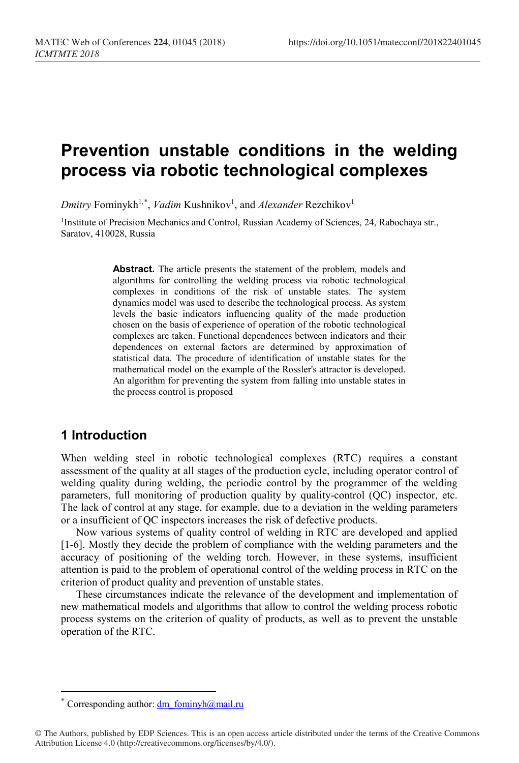# Prevention unstable conditions in the welding process via robotic technological complexes

*Dmitry* Fominykh[1,*], *Vadim* Kushnikov[1], and *Alexander* Rezchikov[1]

[1]Institute of Precision Mechanics and Control, Russian Academy of Sciences, 24, Rabochaya str., Saratov, 410028, Russia

**Abstract.** The article presents the statement of the problem, models and algorithms for controlling the welding process via robotic technological complexes in conditions of the risk of unstable states. The system dynamics model was used to describe the technological process. As system levels the basic indicators influencing quality of the made production chosen on the basis of experience of operation of the robotic technological complexes are taken. Functional dependences between indicators and their dependences on external factors are determined by approximation of statistical data. The procedure of identification of unstable states for the mathematical model on the example of the Rossler's attractor is developed. An algorithm for preventing the system from falling into unstable states in the process control is proposed

## 1 Introduction

When welding steel in robotic technological complexes (RTC) requires a constant assessment of the quality at all stages of the production cycle, including operator control of welding quality during welding, the periodic control by the programmer of the welding parameters, full monitoring of production quality by quality-control (QC) inspector, etc. The lack of control at any stage, for example, due to a deviation in the welding parameters or a insufficient of QC inspectors increases the risk of defective products.

Now various systems of quality control of welding in RTC are developed and applied [1-6]. Mostly they decide the problem of compliance with the welding parameters and the accuracy of positioning of the welding torch. However, in these systems, insufficient attention is paid to the problem of operational control of the welding process in RTC on the criterion of product quality and prevention of unstable states.

These circumstances indicate the relevance of the development and implementation of new mathematical models and algorithms that allow to control the welding process robotic process systems on the criterion of quality of products, as well as to prevent the unstable operation of the RTC.

[*] Corresponding author: dm_fominyh@mail.ru

© The Authors, published by EDP Sciences. This is an open access article distributed under the terms of the Creative Commons Attribution License 4.0 (http://creativecommons.org/licenses/by/4.0/).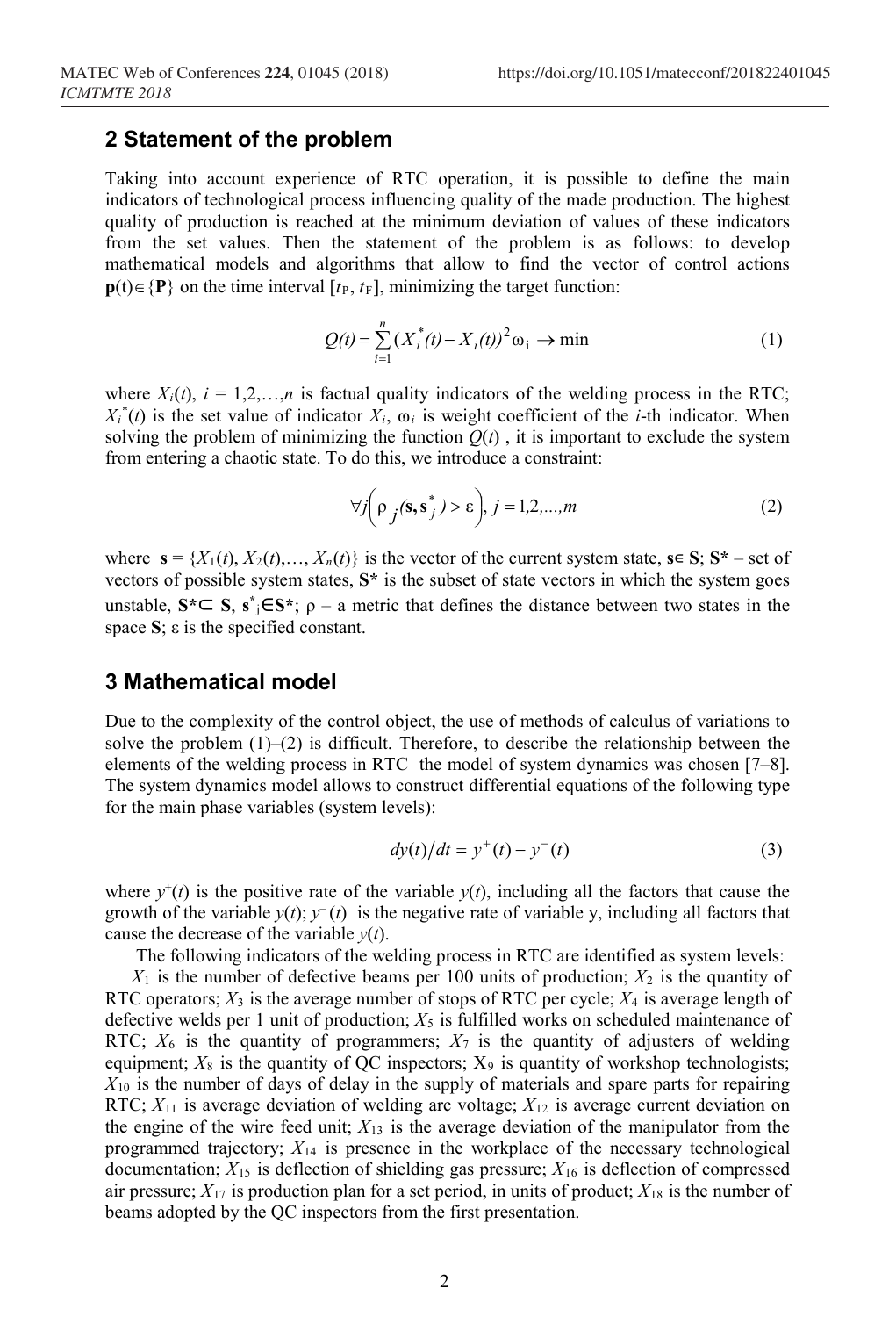## 2 Statement of the problem

Taking into account experience of RTC operation, it is possible to define the main indicators of technological process influencing quality of the made production. The highest quality of production is reached at the minimum deviation of values of these indicators from the set values. Then the statement of the problem is as follows: to develop mathematical models and algorithms that allow to find the vector of control actions $\mathbf{p}(t)\in\{\mathbf{P}\}$ on the time interval $[t_P, t_F]$, minimizing the target function:

$$Q(t) = \sum_{i=1}^{n} (X_i^*(t) - X_i(t))^2 \omega_i \rightarrow \min \tag{1}$$

where $X_i(t)$, $i = 1,2,\ldots,n$ is factual quality indicators of the welding process in the RTC; $X_i^*(t)$ is the set value of indicator $X_i$, $\omega_i$ is weight coefficient of the $i$-th indicator. When solving the problem of minimizing the function $Q(t)$ , it is important to exclude the system from entering a chaotic state. To do this, we introduce a constraint:

$$\forall j\left(\rho_j(\mathbf{s}, \mathbf{s}_j^*) > \varepsilon\right), j = 1,2,\ldots,m \tag{2}$$

where $\mathbf{s} = \{X_1(t), X_2(t),\ldots, X_n(t)\}$ is the vector of the current system state, $\mathbf{s}\in \mathbf{S}$; $\mathbf{S^*}$ – set of vectors of possible system states, $\mathbf{S^*}$ is the subset of state vectors in which the system goes unstable, $\mathbf{S^*}\subset \mathbf{S}$, $\mathbf{s}^*_j\in\mathbf{S^*}$; $\rho$ – a metric that defines the distance between two states in the space $\mathbf{S}$; $\varepsilon$ is the specified constant.

## 3 Mathematical model

Due to the complexity of the control object, the use of methods of calculus of variations to solve the problem (1)–(2) is difficult. Therefore, to describe the relationship between the elements of the welding process in RTC the model of system dynamics was chosen [7–8]. The system dynamics model allows to construct differential equations of the following type for the main phase variables (system levels):

$$dy(t)/dt = y^+(t) - y^-(t) \tag{3}$$

where $y^+(t)$ is the positive rate of the variable $y(t)$, including all the factors that cause the growth of the variable $y(t)$; $y^-(t)$ is the negative rate of variable y, including all factors that cause the decrease of the variable $y(t)$.

The following indicators of the welding process in RTC are identified as system levels:

$X_1$ is the number of defective beams per 100 units of production; $X_2$ is the quantity of RTC operators; $X_3$ is the average number of stops of RTC per cycle; $X_4$ is average length of defective welds per 1 unit of production; $X_5$ is fulfilled works on scheduled maintenance of RTC; $X_6$ is the quantity of programmers; $X_7$ is the quantity of adjusters of welding equipment; $X_8$ is the quantity of QC inspectors; $X_9$ is quantity of workshop technologists; $X_{10}$ is the number of days of delay in the supply of materials and spare parts for repairing RTC; $X_{11}$ is average deviation of welding arc voltage; $X_{12}$ is average current deviation on the engine of the wire feed unit; $X_{13}$ is the average deviation of the manipulator from the programmed trajectory; $X_{14}$ is presence in the workplace of the necessary technological documentation; $X_{15}$ is deflection of shielding gas pressure; $X_{16}$ is deflection of compressed air pressure; $X_{17}$ is production plan for a set period, in units of product; $X_{18}$ is the number of beams adopted by the QC inspectors from the first presentation.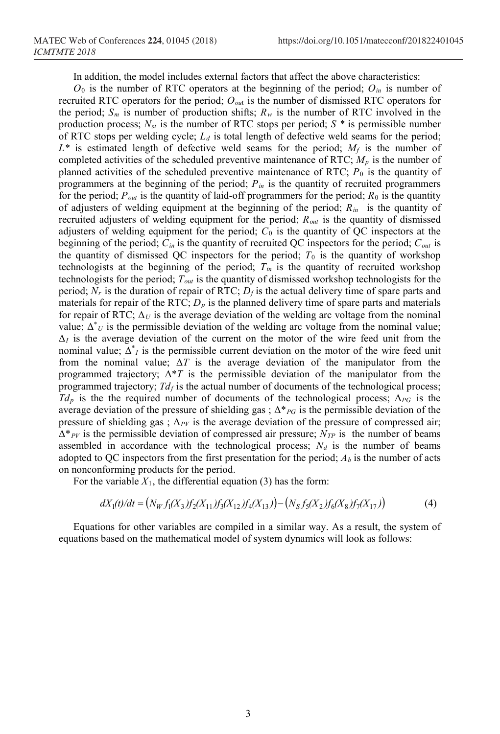In addition, the model includes external factors that affect the above characteristics:

$O_0$ is the number of RTC operators at the beginning of the period; $O_{in}$ is number of recruited RTC operators for the period; $O_{out}$ is the number of dismissed RTC operators for the period; $S_m$ is number of production shifts; $R_w$ is the number of RTC involved in the production process; $N_{st}$ is the number of RTC stops per period; $S^*$ is permissible number of RTC stops per welding cycle; $L_d$ is total length of defective weld seams for the period; $L^*$ is estimated length of defective weld seams for the period; $M_f$ is the number of completed activities of the scheduled preventive maintenance of RTC; $M_p$ is the number of planned activities of the scheduled preventive maintenance of RTC; $P_0$ is the quantity of programmers at the beginning of the period; $P_{in}$ is the quantity of recruited programmers for the period; $P_{out}$ is the quantity of laid-off programmers for the period; $R_0$ is the quantity of adjusters of welding equipment at the beginning of the period; $R_{in}$ is the quantity of recruited adjusters of welding equipment for the period; $R_{out}$ is the quantity of dismissed adjusters of welding equipment for the period; $C_0$ is the quantity of QC inspectors at the beginning of the period; $C_{in}$ is the quantity of recruited QC inspectors for the period; $C_{out}$ is the quantity of dismissed QC inspectors for the period; $T_0$ is the quantity of workshop technologists at the beginning of the period; $T_{in}$ is the quantity of recruited workshop technologists for the period; $T_{out}$ is the quantity of dismissed workshop technologists for the period; $N_r$ is the duration of repair of RTC; $D_f$ is the actual delivery time of spare parts and materials for repair of RTC; $D_p$ is the planned delivery time of spare parts and materials for repair of RTC; $\Delta_U$ is the average deviation of the welding arc voltage from the nominal value; $\Delta^*_U$ is the permissible deviation of the welding arc voltage from the nominal value; $\Delta_I$ is the average deviation of the current on the motor of the wire feed unit from the nominal value; $\Delta^*_I$ is the permissible current deviation on the motor of the wire feed unit from the nominal value; $\Delta T$ is the average deviation of the manipulator from the programmed trajectory; $\Delta^*T$ is the permissible deviation of the manipulator from the programmed trajectory; $Td_f$ is the actual number of documents of the technological process; $Td_p$ is the the required number of documents of the technological process; $\Delta_{PG}$ is the average deviation of the pressure of shielding gas ; $\Delta^*_{PG}$ is the permissible deviation of the pressure of shielding gas ; $\Delta_{PV}$ is the average deviation of the pressure of compressed air; $\Delta^*_{PV}$ is the permissible deviation of compressed air pressure; $N_{TP}$ is the number of beams assembled in accordance with the technological process; $N_d$ is the number of beams adopted to QC inspectors from the first presentation for the period; $A_b$ is the number of acts on nonconforming products for the period.

For the variable $X_1$, the differential equation (3) has the form:

$$dX_1(t)/dt = \left(N_W f_1(X_3) f_2(X_{11}) f_3(X_{12}) f_4(X_{13})\right) - \left(N_S f_5(X_2) f_6(X_8) f_7(X_{17})\right) \tag{4}$$

Equations for other variables are compiled in a similar way. As a result, the system of equations based on the mathematical model of system dynamics will look as follows: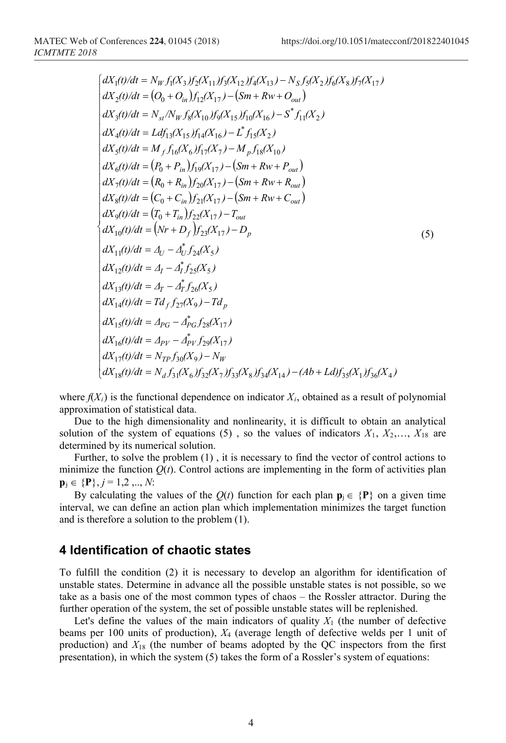$$
\begin{cases}
dX_1(t)/dt = N_W f_1(X_3) f_2(X_{11}) f_3(X_{12}) f_4(X_{13}) - N_S f_5(X_2) f_6(X_8) f_7(X_{17}) \\
dX_2(t)/dt = (O_0 + O_{in}) f_{12}(X_{17}) - (Sm + Rw + O_{out}) \\
dX_3(t)/dt = N_{st}/N_W f_8(X_{10}) f_9(X_{15}) f_{10}(X_{16}) - S^* f_{11}(X_2) \\
dX_4(t)/dt = Ldf_{13}(X_{15}) f_{14}(X_{16}) - L^* f_{15}(X_2) \\
dX_5(t)/dt = M_f f_{16}(X_6) f_{17}(X_7) - M_p f_{18}(X_{10}) \\
dX_6(t)/dt = (P_0 + P_{in}) f_{19}(X_{17}) - (Sm + Rw + P_{out}) \\
dX_7(t)/dt = (R_0 + R_{in}) f_{20}(X_{17}) - (Sm + Rw + R_{out}) \\
dX_8(t)/dt = (C_0 + C_{in}) f_{21}(X_{17}) - (Sm + Rw + C_{out}) \\
dX_9(t)/dt = (T_0 + T_{in}) f_{22}(X_{17}) - T_{out} \\
dX_{10}(t)/dt = (Nr + D_f) f_{23}(X_{17}) - D_p \\
dX_{11}(t)/dt = \Delta_U - \Delta_U^* f_{24}(X_5) \\
dX_{12}(t)/dt = \Delta_I - \Delta_I^* f_{25}(X_5) \\
dX_{13}(t)/dt = \Delta_T - \Delta_T^* f_{26}(X_5) \\
dX_{14}(t)/dt = Td_f f_{27}(X_9) - Td_p \\
dX_{15}(t)/dt = \Delta_{PG} - \Delta_{PG}^* f_{28}(X_{17}) \\
dX_{16}(t)/dt = \Delta_{PV} - \Delta_{PV}^* f_{29}(X_{17}) \\
dX_{17}(t)/dt = N_{TP} f_{30}(X_9) - N_W \\
dX_{18}(t)/dt = N_d f_{31}(X_6) f_{32}(X_7) f_{33}(X_8) f_{34}(X_{14}) - (Ab + Ld) f_{35}(X_1) f_{36}(X_4)
\end{cases}
\tag{5}
$$

where $f(X_i)$ is the functional dependence on indicator $X_i$, obtained as a result of polynomial approximation of statistical data.

Due to the high dimensionality and nonlinearity, it is difficult to obtain an analytical solution of the system of equations (5) , so the values of indicators $X_1$, $X_2$,…, $X_{18}$ are determined by its numerical solution.

Further, to solve the problem (1) , it is necessary to find the vector of control actions to minimize the function $Q(t)$. Control actions are implementing in the form of activities plan $\mathbf{p}_j \in \{\mathbf{P}\}$, $j = 1,2 ,.., N$:

By calculating the values of the $Q(t)$ function for each plan $\mathbf{p}_j \in \{\mathbf{P}\}$ on a given time interval, we can define an action plan which implementation minimizes the target function and is therefore a solution to the problem (1).

## 4 Identification of chaotic states

To fulfill the condition (2) it is necessary to develop an algorithm for identification of unstable states. Determine in advance all the possible unstable states is not possible, so we take as a basis one of the most common types of chaos – the Rossler attractor. During the further operation of the system, the set of possible unstable states will be replenished.

Let's define the values of the main indicators of quality $X_1$ (the number of defective beams per 100 units of production), $X_4$ (average length of defective welds per 1 unit of production) and $X_{18}$ (the number of beams adopted by the QC inspectors from the first presentation), in which the system (5) takes the form of a Rossler's system of equations: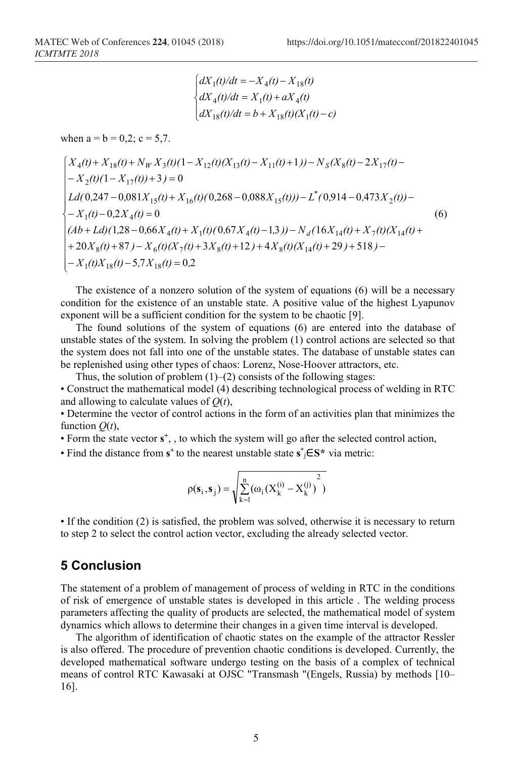$$
\begin{cases}
dX_1(t)/dt = -X_4(t) - X_{18}(t) \\
dX_4(t)/dt = X_1(t) + aX_4(t) \\
dX_{18}(t)/dt = b + X_{18}(t)(X_1(t) - c)
\end{cases}
$$

when a = b = 0,2; c = 5,7.

$$
\begin{cases}
X_4(t) + X_{18}(t) + N_W X_3(t)(1 - X_{12}(t)(X_{13}(t) - X_{11}(t) + 1)) - N_S(X_8(t) - 2X_{17}(t) - \\
- X_2(t)(1 - X_{17}(t)) + 3) = 0 \\
Ld(0{,}247 - 0{,}081X_{15}(t) + X_{16}(t)(0{,}268 - 0{,}088X_{15}(t))) - L^*(0{,}914 - 0{,}473X_2(t)) - \\
- X_1(t) - 0{,}2X_4(t) = 0 \\
(Ab + Ld)(1{,}28 - 0{,}66X_4(t) + X_1(t)(0{,}67X_4(t) - 1{,}3)) - N_d(16X_{14}(t) + X_7(t)(X_{14}(t) + \\
+ 20X_8(t) + 87) - X_6(t)(X_7(t) + 3X_8(t) + 12) + 4X_8(t)(X_{14}(t) + 29) + 518) - \\
- X_1(t)X_{18}(t) - 5{,}7X_{18}(t) = 0{,}2
\end{cases}
\tag{6}
$$

The existence of a nonzero solution of the system of equations (6) will be a necessary condition for the existence of an unstable state. A positive value of the highest Lyapunov exponent will be a sufficient condition for the system to be chaotic [9].

The found solutions of the system of equations (6) are entered into the database of unstable states of the system. In solving the problem (1) control actions are selected so that the system does not fall into one of the unstable states. The database of unstable states can be replenished using other types of chaos: Lorenz, Nose-Hoover attractors, etc.

Thus, the solution of problem (1)–(2) consists of the following stages:

- Construct the mathematical model (4) describing technological process of welding in RTC and allowing to calculate values of $Q(t)$,
- Determine the vector of control actions in the form of an activities plan that minimizes the function $Q(t)$,
- Form the state vector $\mathbf{s}^+$, , to which the system will go after the selected control action,
- Find the distance from $\mathbf{s}^+$ to the nearest unstable state $\mathbf{s}^*_j \in \mathbf{S}^*$ via metric:

$$
\rho(\mathbf{s}_i, \mathbf{s}_j) = \sqrt{\sum_{k=1}^{n} (\omega_i (X_k^{(i)} - X_k^{(j)})^2)}
$$

- If the condition (2) is satisfied, the problem was solved, otherwise it is necessary to return to step 2 to select the control action vector, excluding the already selected vector.

## 5 Conclusion

The statement of a problem of management of process of welding in RTC in the conditions of risk of emergence of unstable states is developed in this article . The welding process parameters affecting the quality of products are selected, the mathematical model of system dynamics which allows to determine their changes in a given time interval is developed.

The algorithm of identification of chaotic states on the example of the attractor Ressler is also offered. The procedure of prevention chaotic conditions is developed. Currently, the developed mathematical software undergo testing on the basis of a complex of technical means of control RTC Kawasaki at OJSC "Transmash "(Engels, Russia) by methods [10–16].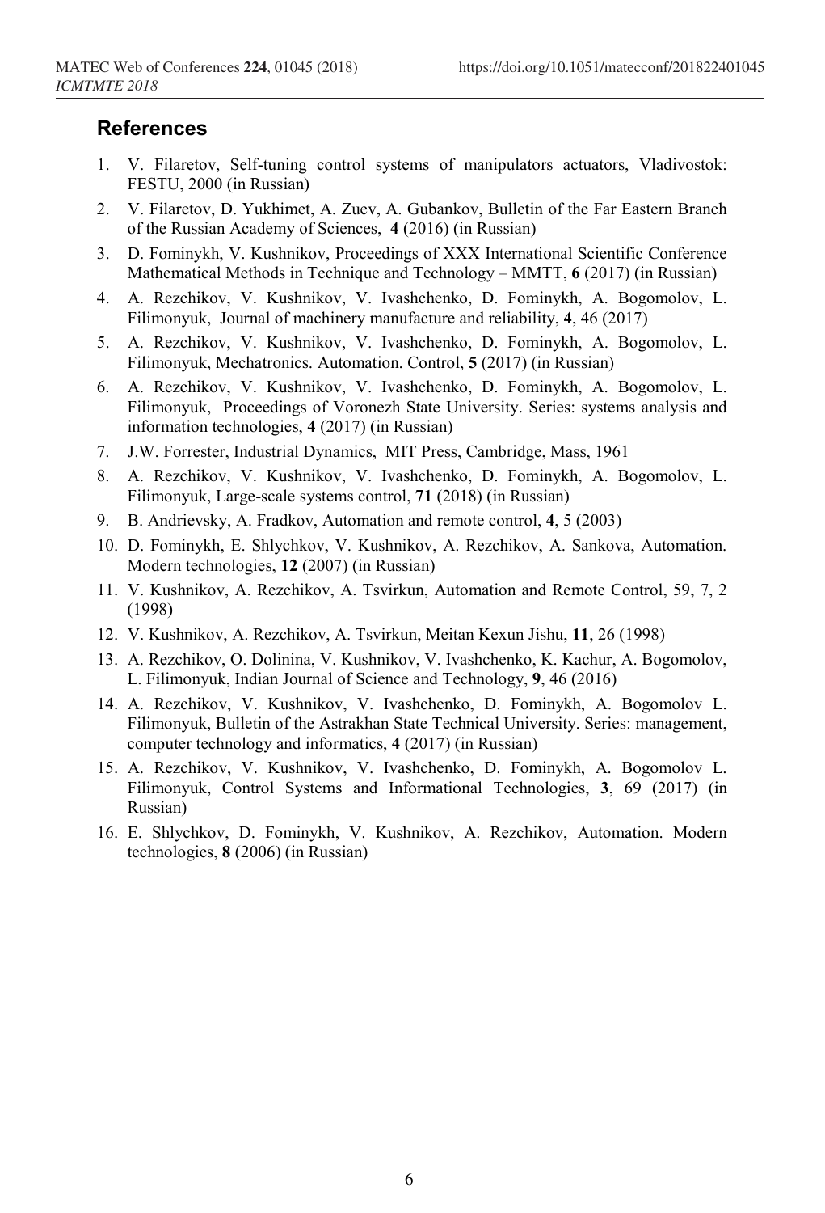## References

1. V. Filaretov, Self-tuning control systems of manipulators actuators, Vladivostok: FESTU, 2000 (in Russian)
2. V. Filaretov, D. Yukhimet, A. Zuev, A. Gubankov, Bulletin of the Far Eastern Branch of the Russian Academy of Sciences, **4** (2016) (in Russian)
3. D. Fominykh, V. Kushnikov, Proceedings of XXX International Scientific Conference Mathematical Methods in Technique and Technology – MMTT, **6** (2017) (in Russian)
4. A. Rezchikov, V. Kushnikov, V. Ivashchenko, D. Fominykh, A. Bogomolov, L. Filimonyuk, Journal of machinery manufacture and reliability, **4**, 46 (2017)
5. A. Rezchikov, V. Kushnikov, V. Ivashchenko, D. Fominykh, A. Bogomolov, L. Filimonyuk, Mechatronics. Automation. Control, **5** (2017) (in Russian)
6. A. Rezchikov, V. Kushnikov, V. Ivashchenko, D. Fominykh, A. Bogomolov, L. Filimonyuk, Proceedings of Voronezh State University. Series: systems analysis and information technologies, **4** (2017) (in Russian)
7. J.W. Forrester, Industrial Dynamics, MIT Press, Cambridge, Mass, 1961
8. A. Rezchikov, V. Kushnikov, V. Ivashchenko, D. Fominykh, A. Bogomolov, L. Filimonyuk, Large-scale systems control, **71** (2018) (in Russian)
9. B. Andrievsky, A. Fradkov, Automation and remote control, **4**, 5 (2003)
10. D. Fominykh, E. Shlychkov, V. Kushnikov, A. Rezchikov, A. Sankova, Automation. Modern technologies, **12** (2007) (in Russian)
11. V. Kushnikov, A. Rezchikov, A. Tsvirkun, Automation and Remote Control, 59, 7, 2 (1998)
12. V. Kushnikov, A. Rezchikov, A. Tsvirkun, Meitan Kexun Jishu, **11**, 26 (1998)
13. A. Rezchikov, O. Dolinina, V. Kushnikov, V. Ivashchenko, K. Kachur, A. Bogomolov, L. Filimonyuk, Indian Journal of Science and Technology, **9**, 46 (2016)
14. A. Rezchikov, V. Kushnikov, V. Ivashchenko, D. Fominykh, A. Bogomolov L. Filimonyuk, Bulletin of the Astrakhan State Technical University. Series: management, computer technology and informatics, **4** (2017) (in Russian)
15. A. Rezchikov, V. Kushnikov, V. Ivashchenko, D. Fominykh, A. Bogomolov L. Filimonyuk, Control Systems and Informational Technologies, **3**, 69 (2017) (in Russian)
16. E. Shlychkov, D. Fominykh, V. Kushnikov, A. Rezchikov, Automation. Modern technologies, **8** (2006) (in Russian)